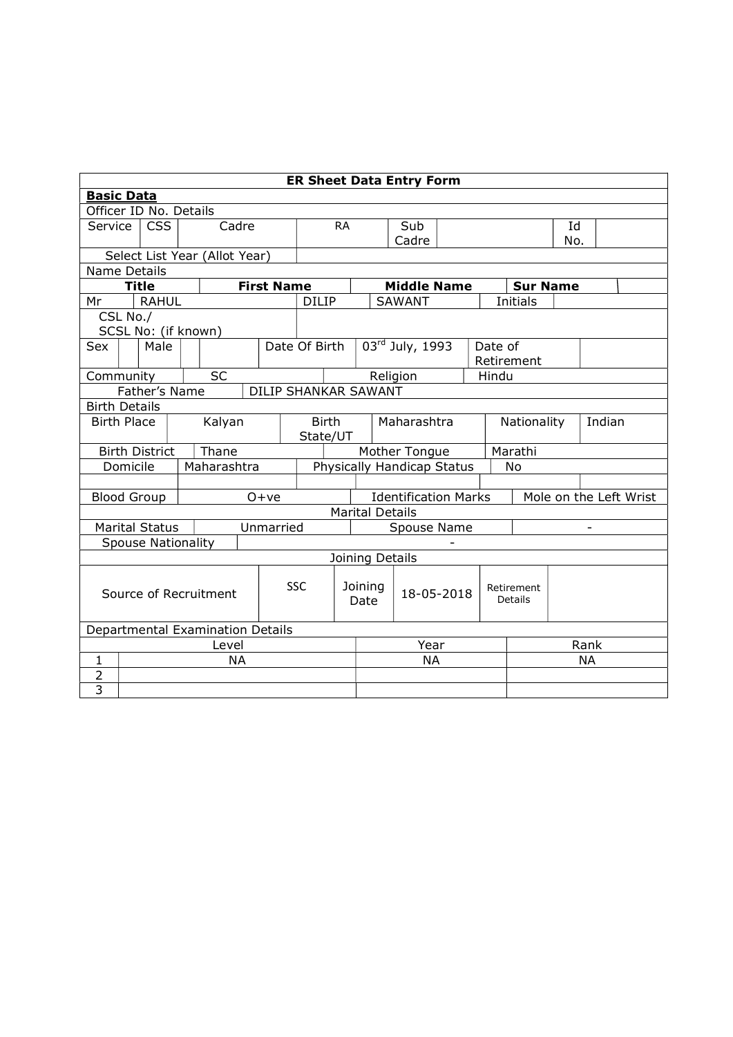**ER Sheet Data Entry Form**

**Basic Data**

Officer ID No. Details

| Service | CSS | Cadre | RA | Sub Cadre | | Id No. | |
|---|---|---|---|---|---|---|---|
| Select List Year (Allot Year) | | | | | | | |

Name Details

| Title | First Name | Middle Name | Sur Name | |
|---|---|---|---|---|
| Mr | RAHUL | DILIP | SAWANT | Initials |
| CSL No./ SCSL No: (if known) | | | | |

| Sex | | Male | | | Date Of Birth | $03^{rd}$ July, 1993 | Date of Retirement | |
|---|---|---|---|---|---|---|---|---|
| Community | SC | | Religion | Hindu | | | | |
| Father's Name | DILIP SHANKAR SAWANT | | | | | | | |

Birth Details

| Birth Place | Kalyan | Birth State/UT | Maharashtra | Nationality | Indian |
|---|---|---|---|---|---|
| Birth District | Thane | Mother Tongue | Marathi | | |
| Domicile | Maharashtra | Physically Handicap Status | No | | |
| | | | | | |
| Blood Group | O+ve | Identification Marks | Mole on the Left Wrist | | |

Marital Details

| Marital Status | Unmarried | Spouse Name | - |
|---|---|---|---|
| Spouse Nationality | - | | |

Joining Details

| Source of Recruitment | SSC | Joining Date | 18-05-2018 | Retirement Details | |
|---|---|---|---|---|---|

Departmental Examination Details

| | Level | Year | Rank |
|---|---|---|---|
| 1 | NA | NA | NA |
| 2 | | | |
| 3 | | | |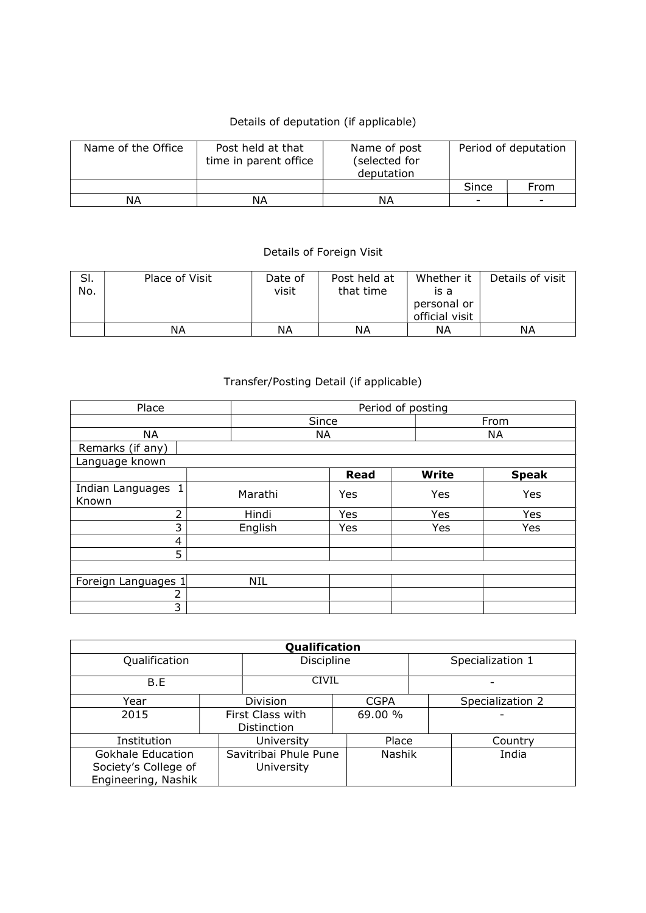Details of deputation (if applicable)

| Name of the Office | Post held at that time in parent office | Name of post (selected for deputation | Period of deputation | |
|---|---|---|---|---|
| | | | Since | From |
| NA | NA | NA | - | - |

Details of Foreign Visit

| Sl. No. | Place of Visit | Date of visit | Post held at that time | Whether it is a personal or official visit | Details of visit |
|---|---|---|---|---|---|
| | NA | NA | NA | NA | NA |

Transfer/Posting Detail (if applicable)

| Place | Period of posting | |
|---|---|---|
| | Since | From |
| NA | NA | NA |
| Remarks (if any) | | |

| Language known | | | | |
|---|---|---|---|---|
| | | **Read** | **Write** | **Speak** |
| Indian Languages Known 1 | Marathi | Yes | Yes | Yes |
| 2 | Hindi | Yes | Yes | Yes |
| 3 | English | Yes | Yes | Yes |
| 4 | | | | |
| 5 | | | | |
| | | | | |
| Foreign Languages 1 | NIL | | | |
| 2 | | | | |
| 3 | | | | |

| **Qualification** | | | |
|---|---|---|---|
| Qualification | Discipline | | Specialization 1 |
| B.E | CIVIL | | - |
| Year | Division | CGPA | Specialization 2 |
| 2015 | First Class with Distinction | 69.00 % | - |
| Institution | University | Place | Country |
| Gokhale Education Society's College of Engineering, Nashik | Savitribai Phule Pune University | Nashik | India |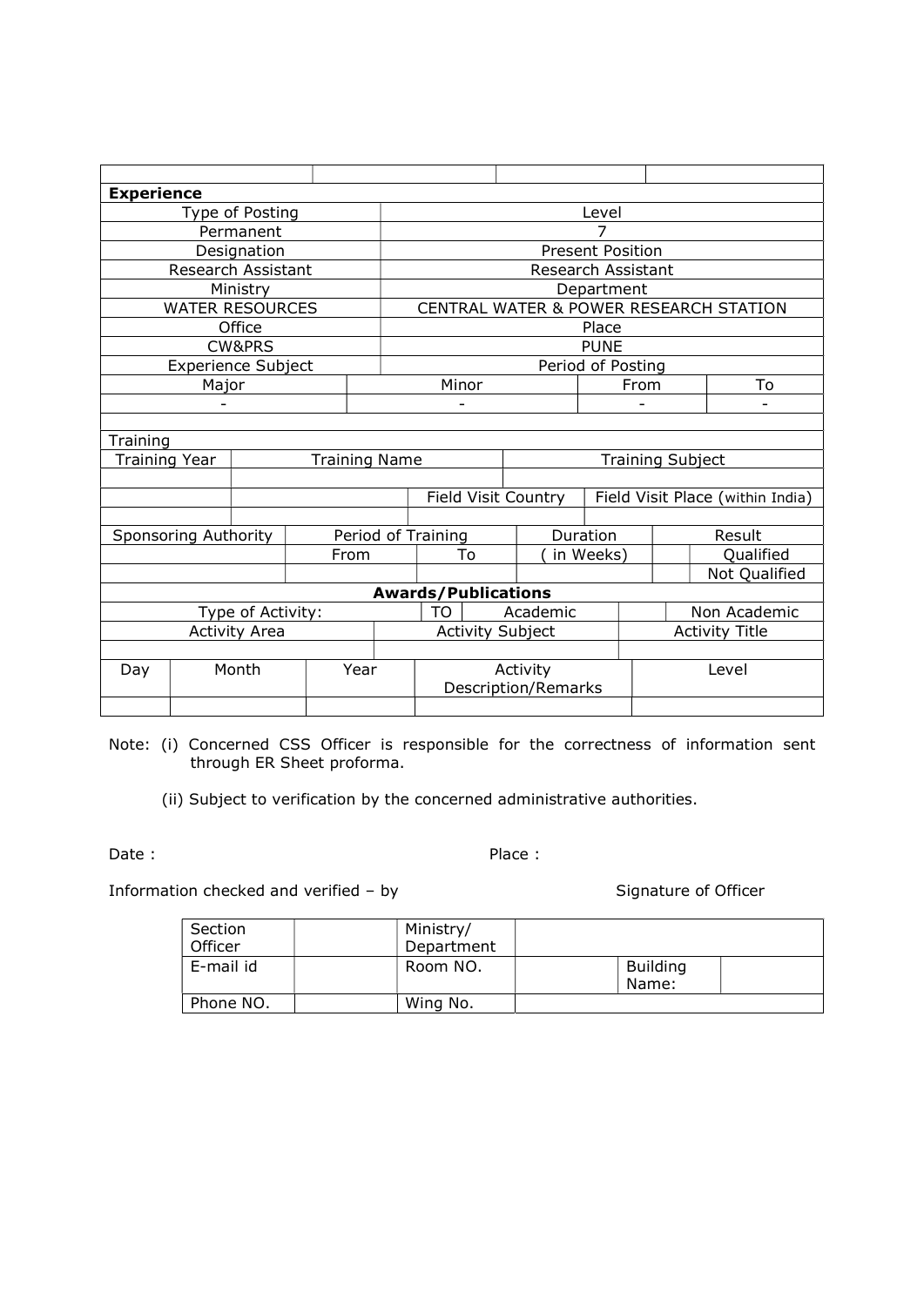| | | | |
|---|---|---|---|
| | | | |

**Experience**

| Type of Posting | Level |
|---|---|
| Permanent | 7 |
| Designation | Present Position |
| Research Assistant | Research Assistant |
| Ministry | Department |
| WATER RESOURCES | CENTRAL WATER & POWER RESEARCH STATION |
| Office | Place |
| CW&PRS | PUNE |
| Experience Subject | Period of Posting |

| Major | Minor | From | To |
|---|---|---|---|
| - | - | - | - |

Training

| Training Year | Training Name | | Training Subject |
|---|---|---|---|
| | | | |
| | | Field Visit Country | Field Visit Place (within India) |
| | | | |

| Sponsoring Authority | Period of Training | | Duration | Result | |
|---|---|---|---|---|---|
| | From | To | ( in Weeks) | | Qualified |
| | | | | | Not Qualified |

**Awards/Publications**

| Type of Activity: | TO | Academic | | Non Academic |
|---|---|---|---|---|

| Activity Area | Activity Subject | Activity Title |
|---|---|---|
| | | |

| Day | Month | Year | Activity Description/Remarks | Level |
|---|---|---|---|---|
| | | | | |

Note: (i) Concerned CSS Officer is responsible for the correctness of information sent through ER Sheet proforma.

(ii) Subject to verification by the concerned administrative authorities.

Date :

Place :

Information checked and verified – by

Signature of Officer

| Section Officer | | Ministry/ Department | | | |
|---|---|---|---|---|---|
| E-mail id | | Room NO. | | Building Name: | |
| Phone NO. | | Wing No. | | | |